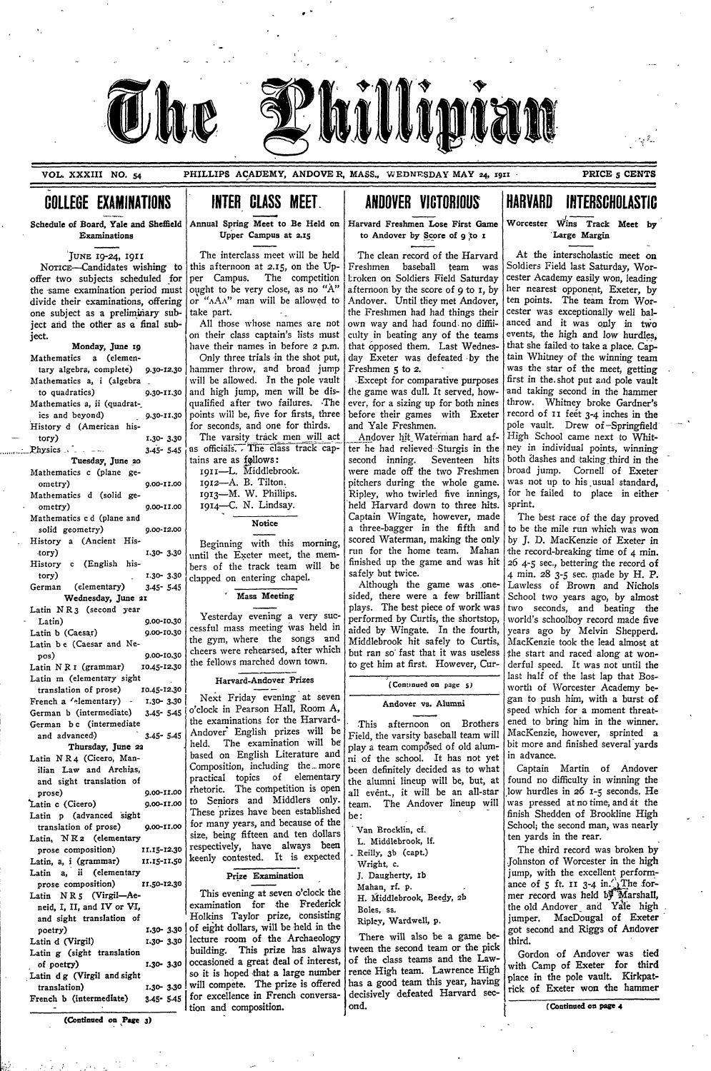# The Phillipian

VOL. XXXIII NO. 54 — PHILLIPS ACADEMY, ANDOVER, MASS., WEDNESDAY MAY 24, 1911 — PRICE 5 CENTS

## COLLEGE EXAMINATIONS

### Schedule of Board, Yale and Sheffield Examinations

JUNE 19-24, 1911

NOTICE—Candidates wishing to offer two subjects scheduled for the same examination period must divide their examinations, offering one subject as a preliminary subject and the other as a final subject.

**Monday, June 19**

| Subject | Time |
|---|---|
| Mathematics a (elementary algebra, complete) | 9.30-12.30 |
| Mathematics a, i (algebra to quadratics) | 9.30-11.30 |
| Mathematics a, ii (quadratics and beyond) | 9.30-11.30 |
| History d (American history) | 1.30- 3.30 |
| Physics | 3.45- 5.45 |

**Tuesday, June 20**

| Subject | Time |
|---|---|
| Mathematics c (plane geometry) | 9.00-11.00 |
| Mathematics d (solid geometry) | 9.00-11.00 |
| Mathematics c d (plane and solid geometry) | 9.00-12.00 |
| History a (Ancient History) | 1.30- 3.30 |
| History c (English history) | 1.30- 3.30 |
| German (elementary) | 3.45- 5.45 |

**Wednesday, June 21**

| Subject | Time |
|---|---|
| Latin N R 3 (second year Latin) | 9.00-10.30 |
| Latin b (Caesar) | 9.00-10.30 |
| Latin b c (Caesar and Nepos) | 9.00-10.30 |
| Latin N R 1 (grammar) | 10.45-12.30 |
| Latin m (elementary sight translation of prose) | 10.45-12.30 |
| French a (elementary) | 1.30- 3.30 |
| German b (intermediate) | 3.45- 5.45 |
| German b c (intermediate and advanced) | 3.45- 5.45 |

**Thursday, June 22**

| Subject | Time |
|---|---|
| Latin N R 4 (Cicero, Manilian Law and Archias, and sight translation of prose) | 9.00-11.00 |
| Latin c (Cicero) | 9.00-11.00 |
| Latin p (advanced sight translation of prose) | 9.00-11.00 |
| Latin, N R 2 (elementary prose composition) | 11.15-12.30 |
| Latin, a, i (grammar) | 11.15-11.50 |
| Latin a, ii (elementary prose composition) | 11.50-12.30 |
| Latin N R 5 (Virgil—Aeneid, I, II, and IV or VI, and sight translation of poetry) | 1.30- 3.30 |
| Latin d (Virgil) | 1.30- 3.30 |
| Latin g (sight translation of poetry) | 1.30- 3.30 |
| Latin d g (Virgil and sight translation) | 1.30- 3.30 |
| French b (intermediate) | 3.45- 5.45 |

(Continued on Page 3)

## INTER CLASS MEET.

### Annual Spring Meet to Be Held on Upper Campus at 2.15

The interclass meet will be held this afternoon at 2.15, on the Upper Campus. The competition ought to be very close, as no "A" or "AA" man will be allowed to take part.

All those whose names are not on their class captain's lists must have their names in before 2 p.m.

Only three trials in the shot put, hammer throw, and broad jump will be allowed. In the pole vault and high jump, men will be disqualified after two failures. The points will be, five for firsts, three for seconds, and one for thirds.

The varsity track men will act as officials. The class track captains are as follows:

1911—L. Middlebrook.
1912—A. B. Tilton.
1913—M. W. Phillips.
1914—C. N. Lindsay.

### Notice

Beginning with this morning, until the Exeter meet, the members of the track team will be clapped on entering chapel.

### Mass Meeting

Yesterday evening a very successful mass meeting was held in the gym, where the songs and cheers were rehearsed, after which the fellows marched down town.

### Harvard-Andover Prizes

Next Friday evening at seven o'clock in Pearson Hall, Room A, the examinations for the Harvard-Andover English prizes will be held. The examination will be based on English Literature and Composition, including the more practical topics of elementary rhetoric. The competition is open to Seniors and Middlers only. These prizes have been established for many years, and because of the size, being fifteen and ten dollars respectively, have always been keenly contested. It is expected

### Prize Examination

This evening at seven o'clock the examination for the Frederick Holkins Taylor prize, consisting of eight dollars, will be held in the lecture room of the Archaeology building. This prize has always occasioned a great deal of interest, so it is hoped that a large number will compete. The prize is offered for excellence in French conversation and composition.

## ANDOVER VICTORIOUS

### Harvard Freshmen Lose First Game to Andover by Score of 9 to 1

The clean record of the Harvard Freshmen baseball team was broken on Soldiers Field Saturday afternoon by the score of 9 to 1, by Andover. Until they met Andover, the Freshmen had had things their own way and had found no difficulty in beating any of the teams that opposed them. Last Wednesday Exeter was defeated by the Freshmen 5 to 2.

Except for comparative purposes the game was dull. It served, however, for a sizing up for both nines before their games with Exeter and Yale Freshmen.

Andover hit Waterman hard after he had relieved Sturgis in the second inning. Seventeen hits were made off the two Freshmen pitchers during the whole game. Ripley, who twirled five innings, held Harvard down to three hits. Captain Wingate, however, made a three-bagger in the fifth and scored Waterman, making the only run for the home team. Mahan finished up the game and was hit safely but twice.

Although the game was one-sided, there were a few brilliant plays. The best piece of work was performed by Curtis, the shortstop, aided by Wingate. In the fourth, Middlebrook hit safely to Curtis, but ran so fast that it was useless to get him at first. However, Cur-

(Continued on page 5)

### Andover vs. Alumni

This afternoon on Brothers Field, the varsity baseball team will play a team composed of old alumni of the school. It has not yet been definitely decided as to what the alumni lineup will be, but, at all event., it will be an all-star team. The Andover lineup will be:

Van Brocklin, cf.
L. Middlebrook, lf.
Reilly, 3b (capt.)
Wright, c.
J. Daugherty, 1b
Mahan, rf. p.
H. Middlebrook, Beedy, 2b
Boles, ss.
Ripley, Wardwell, p.

There will also be a game between the second team or the pick of the class teams and the Lawrence High team. Lawrence High has a good team this year, having decisively defeated Harvard second.

## HARVARD INTERSCHOLASTIC

### Worcester Wins Track Meet by Large Margin

At the interscholastic meet on Soldiers Field last Saturday, Worcester Academy easily won, leading her nearest opponent, Exeter, by ten points. The team from Worcester was exceptionally well balanced and it was only in two events, the high and low hurdles, that she failed to take a place. Captain Whitney of the winning team was the star of the meet, getting first in the shot put and pole vault and taking second in the hammer throw. Whitney broke Gardner's record of 11 feet 3-4 inches in the pole vault. Drew of Springfield High School came next to Whitney in individual points, winning both dashes and taking third in the broad jump. Cornell of Exeter was not up to his usual standard, for he failed to place in either sprint.

The best race of the day proved to be the mile run which was won by J. D. MacKenzie of Exeter in the record-breaking time of 4 min. 26 4-5 sec., bettering the record of 4 min. 28 3-5 sec. made by H. P. Lawless of Brown and Nichols School two years ago, by almost two seconds, and beating the world's schoolboy record made five years ago by Melvin Shepperd. MacKenzie took the lead almost at the start and raced along at wonderful speed. It was not until the last half of the last lap that Bosworth of Worcester Academy began to push him, with a burst of speed which for a moment threatened to bring him in the winner. MacKenzie, however, sprinted a bit more and finished several yards in advance.

Captain Martin of Andover found no difficulty in winning the low hurdles in 26 1-5 seconds. He was pressed at no time, and at the finish Shedden of Brookline High School, the second man, was nearly ten yards in the rear.

The third record was broken by Johnston of Worcester in the high jump, with the excellent performance of 5 ft. 11 3-4 in. The former record was held by Marshall, the old Andover and Yale high jumper. MacDougal of Exeter got second and Riggs of Andover third.

Gordon of Andover was tied with Camp of Exeter for third place in the pole vault. Kirkpatrick of Exeter won the hammer

(Continued on page 4)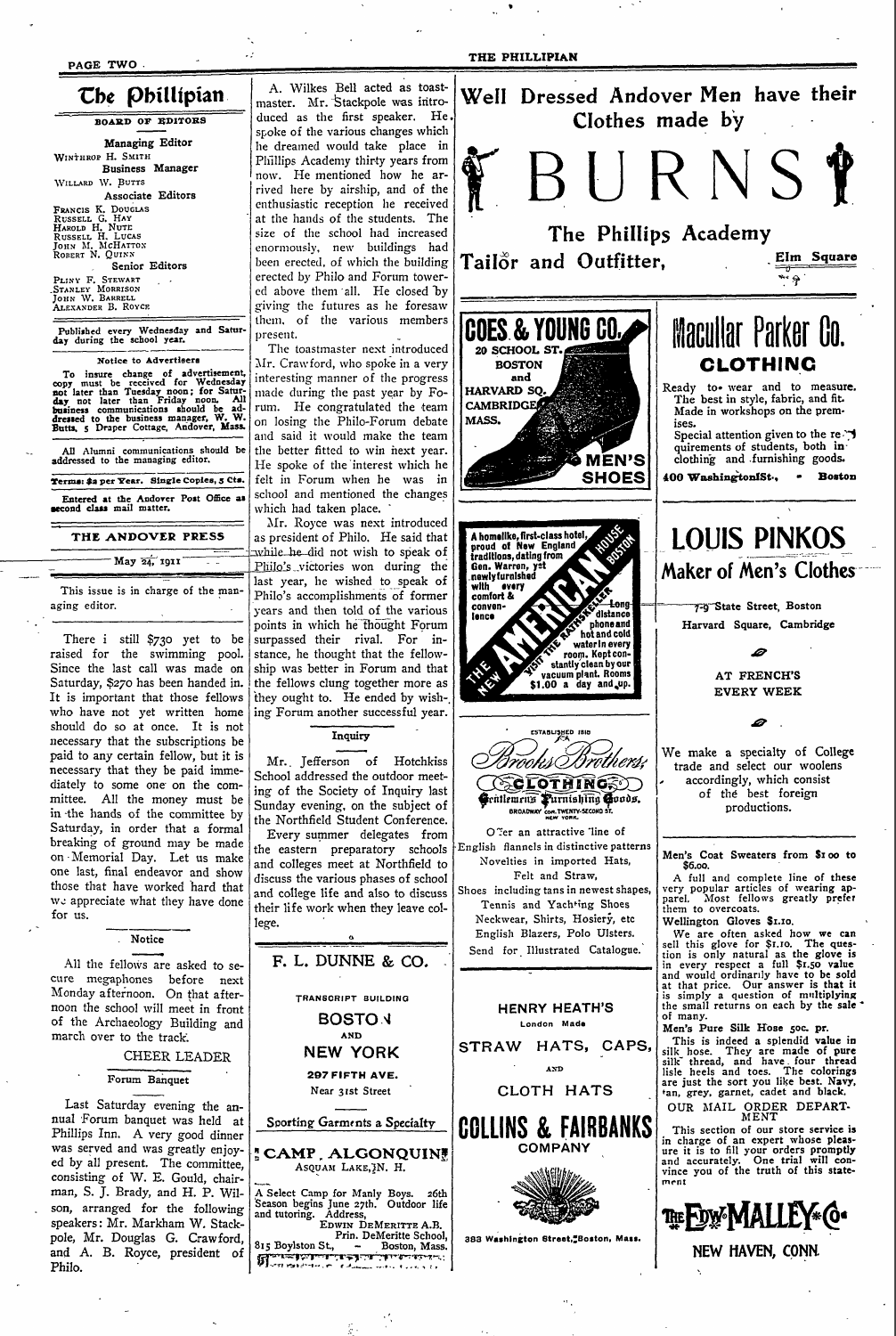# The Phillipian

**BOARD OF EDITORS**

Managing Editor
WINTHROP H. SMITH

Business Manager
WILLARD W. BUTTS

Associate Editors
FRANCIS K. DOUGLAS
RUSSELL G. HAY
HAROLD H. NUTE
RUSSELL H. LUCAS
JOHN M. MCHATTON
ROBERT N. QUINN

Senior Editors
PLINY F. STEWART
STANLEY MORRISON
JOHN W. BARRELL
ALEXANDER B. ROYCE

Published every Wednesday and Saturday during the school year.

**Notice to Advertisers**

To insure change of advertisement, copy must be received for Wednesday not later than Tuesday noon; for Saturday not later than Friday noon. All business communications should be addressed to the business manager, W. W. Butts, 5 Draper Cottage, Andover, Mass.

All Alumni communications should be addressed to the managing editor.

**Terms: $2 per Year. Single Copies, 5 Cts.**

Entered at the Andover Post Office as second class mail matter.

THE ANDOVER PRESS

May 24, 1911

This issue is in charge of the managing editor.

There i still $730 yet to be raised for the swimming pool. Since the last call was made on Saturday, $270 has been handed in. It is important that those fellows who have not yet written home should do so at once. It is not necessary that the subscriptions be paid to any certain fellow, but it is necessary that they be paid immediately to some one on the committee. All the money must be in the hands of the committee by Saturday, in order that a formal breaking of ground may be made on Memorial Day. Let us make one last, final endeavor and show those that have worked hard that we appreciate what they have done for us.

## Notice

All the fellows are asked to secure megaphones before next Monday afternoon. On that afternoon the school will meet in front of the Archaeology Building and march over to the track.

CHEER LEADER

## Forum Banquet

Last Saturday evening the annual Forum banquet was held at Phillips Inn. A very good dinner was served and was greatly enjoyed by all present. The committee, consisting of W. E. Gould, chairman, S. J. Brady, and H. P. Wilson, arranged for the following speakers: Mr. Markham W. Stackpole, Mr. Douglas G. Crawford, and A. B. Royce, president of Philo.

A. Wilkes Bell acted as toastmaster. Mr. Stackpole was introduced as the first speaker. He spoke of the various changes which he dreamed would take place in Phillips Academy thirty years from now. He mentioned how he arrived here by airship, and of the enthusiastic reception he received at the hands of the students. The size of the school had increased enormously, new buildings had been erected, of which the building erected by Philo and Forum towered above them all. He closed by giving the futures as he foresaw them, of the various members present.

The toastmaster next introduced Mr. Crawford, who spoke in a very interesting manner of the progress made during the past year by Forum. He congratulated the team on losing the Philo-Forum debate and said it would make the team the better fitted to win next year. He spoke of the interest which he felt in Forum when he was in school and mentioned the changes which had taken place.

Mr. Royce was next introduced as president of Philo. He said that while he did not wish to speak of Philo's victories won during the last year, he wished to speak of Philo's accomplishments of former years and then told of the various points in which he thought Forum surpassed their rival. For instance, he thought that the fellowship was better in Forum and that the fellows clung together more as they ought to. He ended by wishing Forum another successful year.

## Inquiry

Mr. Jefferson of Hotchkiss School addressed the outdoor meeting of the Society of Inquiry last Sunday evening, on the subject of the Northfield Student Conference.

Every summer delegates from the eastern preparatory schools and colleges meet at Northfield to discuss the various phases of school and college life and also to discuss their life work when they leave college.

---

F. L. DUNNE & CO.

TRANSCRIPT BUILDING
BOSTON
AND
NEW YORK
297 FIFTH AVE.
Near 31st Street

Sporting Garments a Specialty

---

**CAMP ALGONQUIN**
ASQUAM LAKE, N. H.

A Select Camp for Manly Boys. 26th Season begins June 27th. Outdoor life and tutoring. Address,
EDWIN DEMERITTE A.B.
Prin. DeMeritte School,
815 Boylston St., Boston, Mass.

---

**Well Dressed Andover Men have their Clothes made by**

# BURNS

**The Phillips Academy Tailor and Outfitter,** Elm Square

---

**COES & YOUNG CO.**
20 SCHOOL ST.
BOSTON
and
HARVARD SQ.
CAMBRIDGE
MASS.
MEN'S SHOES

---

**THE NEW AMERICAN HOUSE BOSTON**
VISIT THE RATHSKELLER

A homelike, first-class hotel, proud of New England traditions, dating from Gen. Warren, yet newly furnished with every comfort & convenience. Long distance phone and hot and cold water in every room. Kept constantly clean by our vacuum plant. Rooms $1.00 a day and up.

---

ESTABLISHED 1818
**Brooks Brothers,**
CLOTHING
Gentlemen's Furnishing Goods,
BROADWAY COR. TWENTY-SECOND ST.
NEW YORK.

Offer an attractive line of English flannels in distinctive patterns
Novelties in imported Hats,
Felt and Straw,
Shoes including tans in newest shapes,
Tennis and Yachting Shoes
Neckwear, Shirts, Hosiery, etc
English Blazers, Polo Ulsters.
Send for Illustrated Catalogue.

---

HENRY HEATH'S
London Made
STRAW HATS, CAPS,
AND
CLOTH HATS

**COLLINS & FAIRBANKS COMPANY**

383 Washington Street, Boston, Mass.

---

**Macullar Parker Co.**
**CLOTHING**

Ready to wear and to measure. The best in style, fabric, and fit. Made in workshops on the premises.
Special attention given to the requirements of students, both in clothing and furnishing goods.

400 Washington St., Boston

---

**LOUIS PINKOS**
**Maker of Men's Clothes**

7-9 State Street, Boston
Harvard Square, Cambridge

AT FRENCH'S
EVERY WEEK

We make a specialty of College trade and select our woolens accordingly, which consist of the best foreign productions.

---

**Men's Coat Sweaters from $1 00 to $6.00.**

A full and complete line of these very popular articles of wearing apparel. Most fellows greatly prefer them to overcoats.

**Wellington Gloves $1.10.**

We are often asked how we can sell this glove for $1.10. The question is only natural as the glove is in every respect a full $1.50 value and would ordinarily have to be sold at that price. Our answer is that it is simply a question of multiplying the small returns on each by the sale of many.

**Men's Pure Silk Hose 50c. pr.**

This is indeed a splendid value in silk hose. They are made of pure silk thread, and have four thread lisle heels and toes. The colorings are just the sort you like best. Navy, tan, grey, garnet, cadet and black.

OUR MAIL ORDER DEPARTMENT

This section of our store service is in charge of an expert whose pleasure it is to fill your orders promptly and accurately. One trial will convince you of the truth of this statement

**THE EDW. MALLEY CO.**
NEW HAVEN, CONN.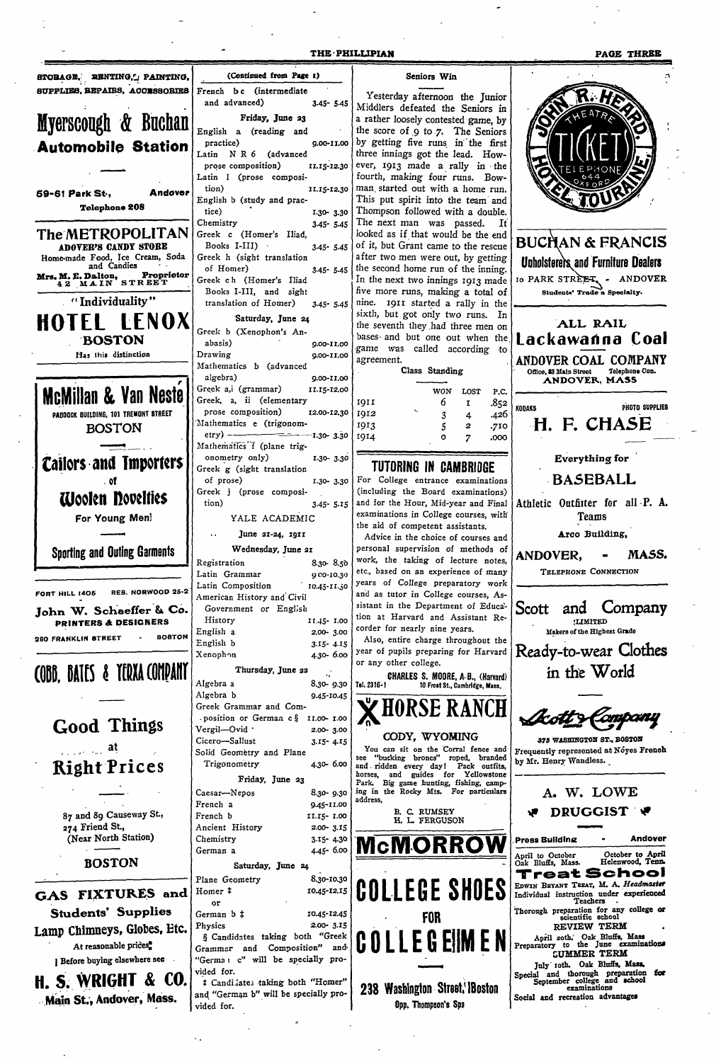STORAGE, RENTING, PAINTING, SUPPLIES, REPAIRS, ACCESSORIES

# Myerscough & Buchan

## Automobile Station

59-61 Park St., Andover

Telephone 208

## The METROPOLITAN

ANDOVER'S CANDY STORE

Home-made Food, Ice Cream, Soda and Candies

Mrs. M. E. Dalton, Proprietor
42 MAIN STREET

"Individuality"

# HOTEL LENOX

BOSTON

Has this distinction

# McMillan & Van Neste

PADDOCK BUILDING, 101 TREMONT STREET

BOSTON

## Tailors and Importers

of

## Woolen Novelties

For Young Men!

Sporting and Outing Garments

FORT HILL 1405 RES. NORWOOD 26-2

## John W. Schaeffer & Co.

PRINTERS & DESIGNERS

280 FRANKLIN STREET - BOSTON

# COBB, BATES & YERXA COMPANY

## Good Things

at

## Right Prices

87 and 89 Causeway St.,
274 Friend St.,
(Near North Station)

BOSTON

## GAS FIXTURES and Students' Supplies

Lamp Chimneys, Globes, Etc.

At reasonable prices

Before buying elsewhere see

# H. S. WRIGHT & CO.

Main St., Andover, Mass.

(Continued from Page 1)

| | |
|---|---|
| French b c (intermediate and advanced) | 3.45- 5.45 |
| **Friday, June 23** | |
| English a (reading and practice) | 9.00-11.00 |
| Latin N R 6 (advanced prose composition) | 11.15-12.30 |
| Latin 1 (prose composition) | 11.15-12.30 |
| English b (study and practice) | 1.30- 3.30 |
| Chemistry | 3.45- 5.45 |
| Greek c (Homer's Iliad, Books I-III) | 3.45- 5.45 |
| Greek h (sight translation of Homer) | 3.45- 5.45 |
| Greek c h (Homer's Iliad Books I-III, and sight translation of Homer) | 3.45- 5.45 |
| **Saturday, June 24** | |
| Greek b (Xenophon's Anabasis) | 9.00-11.00 |
| Drawing | 9.00-11.00 |
| Mathematics b (advanced algebra) | 9.00-11.00 |
| Greek a,i (grammar) | 11.15-12.00 |
| Greek, a, ii (elementary prose composition) | 12.00-12.30 |
| Mathematics e (trigonometry) | 1.30- 3.30 |
| Mathematics f (plane trigonometry only) | 1.30- 3.30 |
| Greek g (sight translation of prose) | 1.30- 3.30 |
| Greek j (prose composition) | 3.45- 5.15 |

YALE ACADEMIC

June 21-24, 1911

| | |
|---|---|
| **Wednesday, June 21** | |
| Registration | 8.30- 8.50 |
| Latin Grammar | 9.00-10.30 |
| Latin Composition | 10.45-11.30 |
| American History and Civil Government or English History | 11.45- 1.00 |
| English a | 2.00- 3.00 |
| English b | 3.15- 4.15 |
| Xenophon | 4.30- 6.00 |
| **Thursday, June 22** | |
| Algebra a | 8.30- 9.30 |
| Algebra b | 9.45-10.45 |
| Greek Grammar and Composition or German c § | 11.00- 1.00 |
| Vergil—Ovid | 2.00- 3.00 |
| Cicero—Sallust | 3.15- 4.15 |
| Solid Geometry and Plane Trigonometry | 4.30- 6.00 |
| **Friday, June 23** | |
| Caesar—Nepos | 8.30- 9.30 |
| French a | 9.45-11.00 |
| French b | 11.15- 1.00 |
| Ancient History | 2.00- 3.15 |
| Chemistry | 3.15- 4.30 |
| German a | 4.45- 6.00 |
| **Saturday, June 24** | |
| Plane Geometry | 8.30-10.30 |
| Homer ‡ | 10.45-12.15 |
| or | |
| German b ‡ | 10.45-12.45 |
| Physics | 2.00- 3.15 |

§ Candidates taking both "Greek Grammar and Composition" and "German c" will be specially provided for.

‡ Candidates taking both "Homer" and "German b" will be specially provided for.

### Seniors Win

Yesterday afternoon the Junior Middlers defeated the Seniors in a rather loosely contested game, by the score of 9 to 7. The Seniors by getting five runs in the first three innings got the lead. However, 1913 made a rally in the fourth, making four runs. Bowman started out with a home run. This put spirit into the team and Thompson followed with a double. The next man was passed. It looked as if that would be the end of it, but Grant came to the rescue after two men were out, by getting the second home run of the inning. In the next two innings 1913 made five more runs, making a total of nine. 1911 started a rally in the sixth, but got only two runs. In the seventh they had three men on bases and but one out when the game was called according to agreement.

Class Standing

| | WON | LOST | P.C. |
|---|---|---|---|
| 1911 | 6 | 1 | .852 |
| 1912 | 3 | 4 | .426 |
| 1913 | 5 | 2 | .710 |
| 1914 | 0 | 7 | .000 |

## TUTORING IN CAMBRIDGE

For College entrance examinations (including the Board examinations) and for the Hour, Mid-year and Final examinations in College courses, with the aid of competent assistants.

Advice in the choice of courses and personal supervision of methods of work, the taking of lecture notes, etc., based on an experience of many years of College preparatory work and as tutor in College courses, Assistant in the Department of Education at Harvard and Assistant Recorder for nearly nine years.

Also, entire charge throughout the year of pupils preparing for Harvard or any other college.

CHARLES S. MOORE, A.B., (Harvard)
Tel. 2316-1 10 Frost St., Cambridge, Mass.

# X HORSE RANCH

CODY, WYOMING

You can sit on the Corral fence and see "bucking broncs" roped, branded and ridden every day! Pack outfits, horses, and guides for Yellowstone Park. Big game hunting, fishing, camping in the Rocky Mts. For particulars address,

B. C. RUMSEY
H. L. FERGUSON

# McMORROW

# COLLEGE SHOES

FOR

# COLLEGE MEN

238 Washington Street, Boston

Opp. Thompson's Spa

JOHN R. HEARD — THEATRE TICKET — TELEPHONE 644 OXFORD — HOTEL TOURAINE

## BUCHAN & FRANCIS

Upholsterers and Furniture Dealers

10 PARK STREET, - ANDOVER

Students' Trade a Specialty.

ALL RAIL

## Lackawanna Coal

ANDOVER COAL COMPANY

Office, 83 Main Street Telephone Con.

ANDOVER, MASS

KODAKS PHOTO SUPPLIES

# H. F. CHASE

Everything for

## BASEBALL

Athletic Outfitter for all P. A. Teams

Arco Building,

ANDOVER, - MASS.

TELEPHONE CONNECTION

## Scott and Company

LIMITED

Makers of the Highest Grade

## Ready-to-wear Clothes in the World

Scott & Company

375 WASHINGTON ST., BOSTON

Frequently represented at Noyes French by Mr. Henry Wandless.

## A. W. LOWE

DRUGGIST

Press Building - Andover

April to October — Oak Bluffs, Mass.
October to April — Helenwood, Tenn.

## Treat School

EDWIN BRYANT TREAT, M. A. *Headmaster*

Individual instruction under experienced Teachers

Thorough preparation for any college or scientific school

REVIEW TERM

April 20th, Oak Bluffs, Mass
Preparatory to the June examinations

SUMMER TERM

July 10th. Oak Bluffs, Mass.
Special and thorough preparation for September college and school examinations

Social and recreation advantages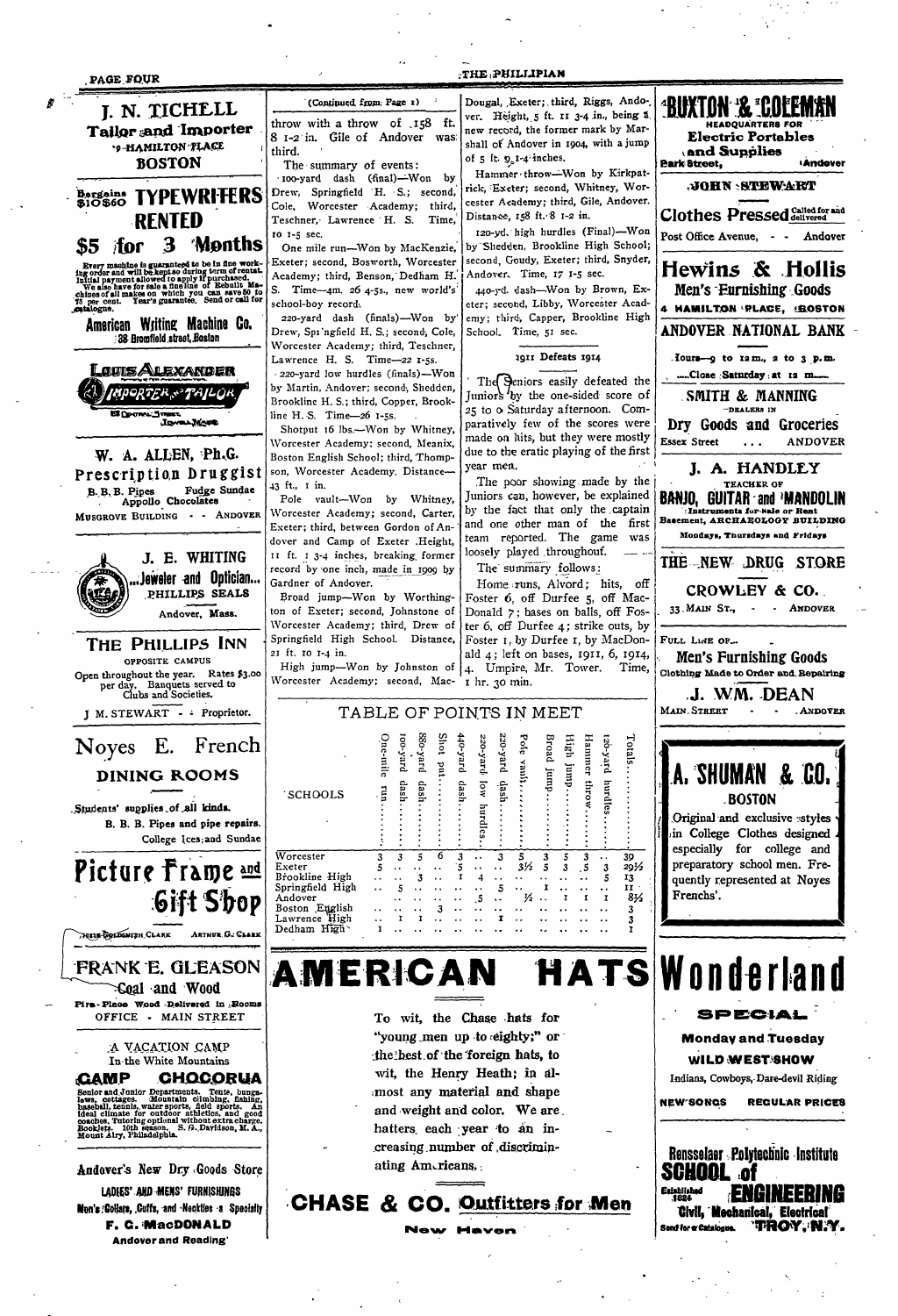**J. N. TICHELL**
**Tailor and Importer**
9 HAMILTON PLACE
**BOSTON**

Bargains $10-$60 **TYPEWRITERS RENTED**
**$5 for 3 Months**

Every machine is guaranteed to be in fine working order and will be kept so during term of rental. Initial payment allowed to apply if purchased. We also have for sale a fine line of Rebuilt Machines of all makes on which you can save 50 to 75 per cent. Year's guarantee. Send or call for catalogue.

**American Writing Machine Co.**
38 Bromfield street, Boston

**LOUIS ALEXANDER**
IMPORTER & TAILOR

**W. A. ALLEN, Ph.G.**
**Prescription Druggist**
B. B. B. Pipes Fudge Sundae
Appollo Chocolates
MUSGROVE BUILDING - - ANDOVER

**J. E. WHITING**
**Jeweler and Optician**
PHILLIPS SEALS
Andover, Mass.

**THE PHILLIPS INN**
OPPOSITE CAMPUS
Open throughout the year. Rates $3.00 per day. Banquets served to Clubs and Societies.
J. M. STEWART - - Proprietor.

**Noyes E. French**
**DINING ROOMS**
Students' supplies of all kinds.
B. B. B. Pipes and pipe repairs.
College Ices and Sundae

**Picture Frame and Gift Shop**
ARTHUR G. CLARK

**FRANK E. GLEASON**
**Coal and Wood**
Fire-Place Wood Delivered in Rooms
OFFICE - MAIN STREET

A VACATION CAMP
In the White Mountains
**CAMP CHOCORUA**
Senior and Junior Departments. Tents, bungalows, cottages. Mountain climbing, fishing, baseball, tennis, water sports, field sports. An ideal climate for outdoor athletics, and good coaches. Tutoring optional without extra charge. Booklets. 10th season. S. G. Davidson, M. A., Mount Airy, Philadelphia.

**Andover's New Dry Goods Store**
LADIES' AND MENS' FURNISHINGS
Men's Collars, Cuffs, and Neckties a Specialty
**F. C. MacDONALD**
Andover and Reading

(Continued from Page 1)

throw with a throw of 158 ft. 8 1-2 in. Gile of Andover was third.

The summary of events:

100-yard dash (final)—Won by Drew, Springfield H. S.; second, Cole, Worcester Academy; third, Teschner, Lawrence H. S. Time, 10 1-5 sec.

One mile run—Won by MacKenzie, Exeter; second, Bosworth, Worcester Academy; third, Benson, Dedham H. S. Time—4m. 26 4-5s., new world's school-boy record.

220-yard dash (finals)—Won by Drew, Springfield H. S.; second, Cole, Worcester Academy; third, Teschner, Lawrence H. S. Time—22 1-5s.

220-yard low hurdles (finals)—Won by Martin, Andover; second, Shedden, Brookline H. S.; third, Copper, Brookline H.S. Time—26 1-5s.

Shotput 16 lbs.—Won by Whitney, Worcester Academy; second, Meanix, Boston English School; third, Thompson, Worcester Academy. Distance—43 ft., 1 in.

Pole vault—Won by Whitney, Worcester Academy; second, Carter, Exeter; third, between Gordon of Andover and Camp of Exeter. Height, 11 ft. 1 3-4 inches, breaking former record by one inch, made in 1909 by Gardner of Andover.

Broad jump—Won by Worthington of Exeter; second, Johnstone of Worcester Academy; third, Drew of Springfield High School. Distance, 21 ft. 10 1-4 in.

High jump—Won by Johnston of Worcester Academy; second, MacDougal, Exeter; third, Riggs, Andover. Height, 5 ft. 11 3-4 in., being a new record, the former mark by Marshall of Andover in 1904, with a jump of 5 ft. 9 1-4 inches.

Hammer throw—Won by Kirkpatrick, Exeter; second, Whitney, Worcester Academy; third, Gile, Andover. Distance, 158 ft. 8 1-2 in.

120-yd. high hurdles (Final)—Won by Shedden, Brookline High School; second, Goudy, Exeter; third, Snyder, Andover. Time, 17 1-5 sec.

440-yd. dash—Won by Brown, Exeter; second, Libby, Worcester Academy; third, Capper, Brookline High School. Time, 51 sec.

## 1911 Defeats 1914

The Seniors easily defeated the Juniors by the one-sided score of 25 to 0 Saturday afternoon. Comparatively few of the scores were made on hits, but they were mostly due to the erratic playing of the first year men.

The poor showing made by the Juniors can, however, be explained by the fact that only the captain and one other man of the first team reported. The game was loosely played throughout.

The summary follows:

Home runs, Alvord; hits, off Foster 6, off Durfee 5, off MacDonald 7; bases on balls, off Foster 6, off Durfee 4; strike outs, by Foster 1, by Durfee 1, by MacDonald 4; left on bases, 1911, 6, 1914, 4. Umpire, Mr. Tower. Time, 1 hr. 30 min.

## TABLE OF POINTS IN MEET

| SCHOOLS | One-mile run | 100-yard dash | 880-yard dash | Shot put | 440-yard dash | 220-yard low hurdles | 220-yard dash | Pole vault | Broad jump | High jump | Hammer throw | 120-yard hurdles | Totals |
|---|---|---|---|---|---|---|---|---|---|---|---|---|---|
| Worcester | 3 | 3 | 5 | 6 | 3 | .. | 3 | 5 | 3 | 5 | 3 | .. | 39 |
| Exeter | 5 | .. | .. | .. | 5 | .. | .. | 3½ | 5 | 3 | 5 | 3 | 29½ |
| Brookline High | .. | .. | 3 | .. | 1 | 4 | .. | .. | .. | .. | .. | 5 | 13 |
| Springfield High | .. | 5 | .. | .. | .. | .. | 5 | .. | 1 | .. | .. | .. | 11 |
| Andover | .. | .. | .. | .. | .. | 5 | .. | ½ | .. | 1 | 1 | 1 | 8½ |
| Boston English | .. | .. | .. | 3 | .. | .. | .. | .. | .. | .. | .. | .. | 3 |
| Lawrence High | .. | 1 | 1 | .. | .. | .. | 1 | .. | .. | .. | .. | .. | 3 |
| Dedham High | 1 | .. | .. | .. | .. | .. | .. | .. | .. | .. | .. | .. | 1 |

**AMERICAN HATS**

To wit, the Chase hats for "young men up to eighty;" or the best of the foreign hats, to wit, the Henry Heath; in almost any material and shape and weight and color. We are hatters each year to an increasing number of discriminating Americans.

**CHASE & CO. Outfitters for Men**
New Haven

**BUXTON & COLEMAN**
HEADQUARTERS FOR
**Electric Portables and Supplies**
Park Street, Andover

**JOHN STEWART**
**Clothes Pressed** Called for and delivered
Post Office Avenue, - - Andover

**Hewins & Hollis**
**Men's Furnishing Goods**
4 HAMILTON PLACE, BOSTON

**ANDOVER NATIONAL BANK**
Hours—9 to 12 m., 2 to 3 p.m.
Close Saturday at 12 m.

**SMITH & MANNING**
DEALERS IN
**Dry Goods and Groceries**
Essex Street . . . ANDOVER

**J. A. HANDLEY**
TEACHER OF
**BANJO, GUITAR and MANDOLIN**
Instruments for Sale or Rent
Basement, ARCHAEOLOGY BUILDING
Mondays, Thursdays and Fridays

**THE NEW DRUG STORE**
**CROWLEY & CO.**
33 MAIN ST., - - ANDOVER

FULL LINE OF
**Men's Furnishing Goods**
Clothing Made to Order and Repairing
**J. WM. DEAN**
MAIN STREET - - ANDOVER

**A. SHUMAN & CO.**
BOSTON
Original and exclusive styles in College Clothes designed especially for college and preparatory school men. Frequently represented at Noyes Frenchs'.

**Wonderland**
**SPECIAL**
**Monday and Tuesday**
**WILD WEST SHOW**
Indians, Cowboys, Dare-devil Riding
NEW SONGS REGULAR PRICES

**Rensselaer Polytechnic Institute**
**SCHOOL of ENGINEERING**
Established 1824
Civil, Mechanical, Electrical
Send for a Catalogue. TROY, N.Y.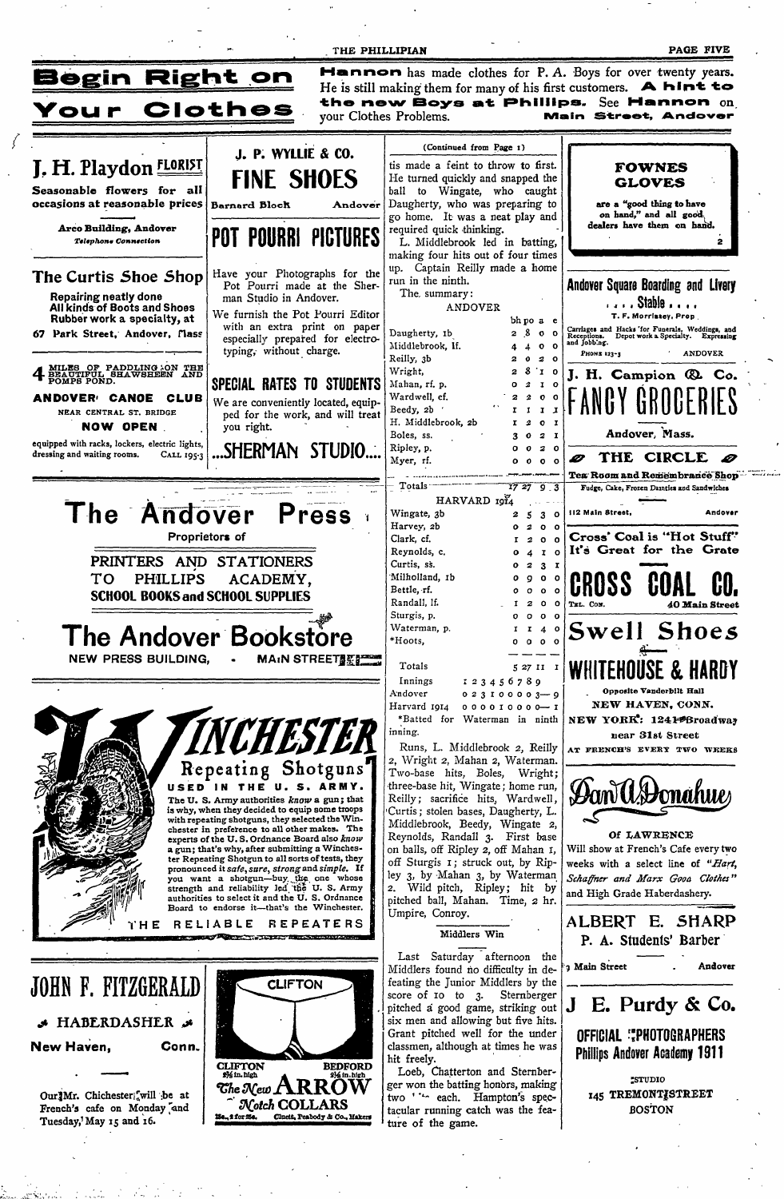# Begin Right on Your Clothes

**Hannon** has made clothes for P. A. Boys for over twenty years. He is still making them for many of his first customers. **A hint to the new Boys at Phillips.** See **Hannon** on your Clothes Problems. **Main Street, Andover**

## J. H. Playdon FLORIST

**Seasonable flowers for all occasions at reasonable prices**

**Arco Building, Andover**
*Telephone Connection*

## The Curtis Shoe Shop

**Repairing neatly done**
**All kinds of Boots and Shoes**
**Rubber work a specialty, at**

**67 Park Street, Andover, Mass**

**4 MILES OF PADDLING ON THE BEAUTIFUL SHAWSHEEN AND POMPS POND.**

**ANDOVER CANOE CLUB**
NEAR CENTRAL ST. BRIDGE

**NOW OPEN**

equipped with racks, lockers, electric lights, dressing and waiting rooms. CALL 195-3

## J. P. WYLLIE & CO.

# FINE SHOES

**Barnard Block** **Andover**

# POT POURRI PICTURES

Have your Photographs for the Pot Pourri made at the Sherman Studio in Andover.

We furnish the Pot Pourri Editor with an extra print on paper especially prepared for electrotyping, without charge.

## SPECIAL RATES TO STUDENTS

We are conveniently located, equipped for the work, and will treat you right.

# ...SHERMAN STUDIO...

(Continued from Page 1)

tis made a feint to throw to first. He turned quickly and snapped the ball to Wingate, who caught Daugherty, who was preparing to go home. It was a neat play and required quick thinking.

L. Middlebrook led in batting, making four hits out of four times up. Captain Reilly made a home run in the ninth.

The summary:

ANDOVER

| | bh | po | a | e |
|---|---|---|---|---|
| Daugherty, 1b | 2 | 8 | 0 | 0 |
| Middlebrook, lf. | 4 | 4 | 0 | 0 |
| Reilly, 3b | 2 | 0 | 2 | 0 |
| Wright, | 2 | 8 | 1 | 0 |
| Mahan, rf. p. | 0 | 2 | 1 | 0 |
| Wardwell, cf. | 2 | 2 | 0 | 0 |
| Beedy, 2b | 1 | 1 | 1 | 1 |
| H. Middlebrook, 2b | 1 | 2 | 0 | 1 |
| Boles, ss. | 3 | 0 | 2 | 1 |
| Ripley, p. | 0 | 0 | 2 | 0 |
| Myer, rf. | 0 | 0 | 0 | 0 |
| Totals | 17 | 27 | 9 | 3 |

HARVARD 1914

| | bh | po | a | e |
|---|---|---|---|---|
| Wingate, 3b | 2 | 5 | 3 | 0 |
| Harvey, 2b | 0 | 2 | 0 | 0 |
| Clark, cf. | 1 | 2 | 0 | 0 |
| Reynolds, c. | 0 | 4 | 1 | 0 |
| Curtis, ss. | 0 | 2 | 3 | 1 |
| Milholland, 1b | 0 | 9 | 0 | 0 |
| Bettle, rf. | 0 | 0 | 0 | 0 |
| Randall, lf. | 1 | 2 | 0 | 0 |
| Sturgis, p. | 0 | 0 | 0 | 0 |
| Waterman, p. | 1 | 1 | 4 | 0 |
| *Hoots, | 0 | 0 | 0 | 0 |
| Totals | 5 | 27 | 11 | 1 |

| Innings | 1 | 2 | 3 | 4 | 5 | 6 | 7 | 8 | 9 | |
|---|---|---|---|---|---|---|---|---|---|---|
| Andover | 0 | 2 | 3 | 1 | 0 | 0 | 0 | 0 | 3 | —9 |
| Harvard 1914 | 0 | 0 | 0 | 0 | 1 | 0 | 0 | 0 | 0 | —1 |

*Batted for Waterman in ninth inning.

Runs, L. Middlebrook 2, Reilly 2, Wright 2, Mahan 2, Waterman. Two-base hits, Boles, Wright; three-base hit, Wingate; home run, Reilly; sacrifice hits, Wardwell, Curtis; stolen bases, Daugherty, L. Middlebrook, Beedy, Wingate 2, Reynolds, Randall 3. First base on balls, off Ripley 2, off Mahan 1, off Sturgis 1; struck out, by Ripley 3, by Mahan 3, by Waterman 2. Wild pitch, Ripley; hit by pitched ball, Mahan. Time, 2 hr. Umpire, Conroy.

### Middlers Win

Last Saturday afternoon the Middlers found no difficulty in defeating the Junior Middlers by the score of 10 to 3. Sternberger pitched a good game, striking out six men and allowing but five hits. Grant pitched well for the under classmen, although at times he was hit freely.

Loeb, Chatterton and Sternberger won the batting honors, making two '' each. Hampton's spectacular running catch was the feature of the game.

## FOWNES GLOVES

are a "good thing to have on hand," and all good dealers have them on hand.

2

## Andover Square Boarding and Livery Stable

T. F. Morrissey, Prop.

Carriages and Hacks for Funerals, Weddings, and Receptions. Depot work a Specialty. Expressing and Jobbing.

PHONE 123-3 ANDOVER

## J. H. Campion & Co.

# FANCY GROCERIES

**Andover, Mass.**

## THE CIRCLE

**Tea Room and Remembrance Shop**
Fudge, Cake, Frozen Dainties and Sandwiches

112 Main Street, Andover

**Cross' Coal is "Hot Stuff" It's Great for the Grate**

# CROSS COAL CO.

TEL. CON. 40 Main Street

# The Andover Press

**Proprietors of**

**PRINTERS AND STATIONERS TO PHILLIPS ACADEMY,**
**SCHOOL BOOKS and SCHOOL SUPPLIES**

# The Andover Bookstore

**NEW PRESS BUILDING, MAIN STREET**

# WINCHESTER

## Repeating Shotguns

**USED IN THE U. S. ARMY.**

The U. S. Army authorities *know* a gun; that is why, when they decided to equip some troops with repeating shotguns, they selected the Winchester in preference to all other makes. The experts of the U. S. Ordnance Board also *know* a gun; that's why, after submitting a Winchester Repeating Shotgun to all sorts of tests, they pronounced it *safe, sure, strong* and *simple*. If you want a shotgun—buy the one whose strength and reliability led the U. S. Army authorities to select it and the U. S. Ordnance Board to endorse it—that's the Winchester.

**THE RELIABLE REPEATERS**

# JOHN F. FITZGERALD

**HABERDASHER**

**New Haven, Conn.**

Our Mr. Chichester will be at French's cafe on Monday and Tuesday, May 15 and 16.

**CLIFTON**

CLIFTON 2⅜ in. high — BEDFORD 2⅛ in. high

*The New* **ARROW** *Notch* **COLLARS**

15c., 2 for 25c. Cluett, Peabody & Co., Makers

# Swell Shoes

# WHITEHOUSE & HARDY

Opposite Vanderbilt Hall

**NEW HAVEN, CONN.**

**NEW YORK: 1241 Broadway**
near 31st Street

AT FRENCH'S EVERY TWO WEEKS

*Dan A. Donahue*

OF LAWRENCE

Will show at French's Cafe every two weeks with a select line of *"Hart, Schaffner and Marx Good Clothes"* and High Grade Haberdashery.

## ALBERT E. SHARP

**P. A. Students' Barber**

3 Main Street Andover

# J E. Purdy & Co.

**OFFICIAL PHOTOGRAPHERS**
**Phillips Andover Academy 1911**

STUDIO
145 TREMONT STREET
BOSTON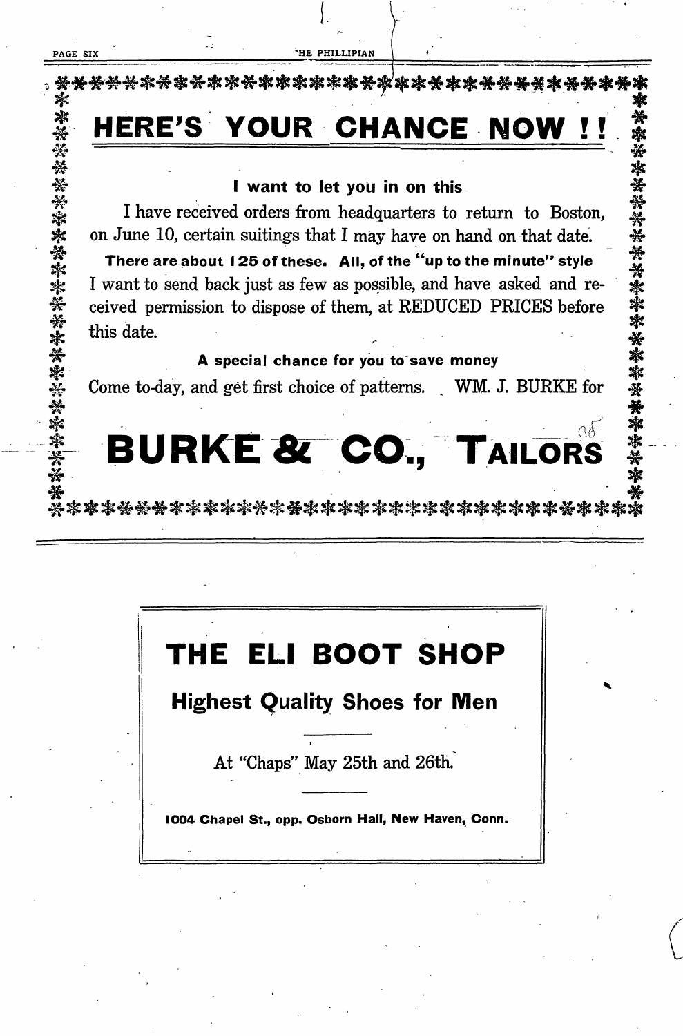# HERE'S YOUR CHANCE NOW !!

**I want to let you in on this**

I have received orders from headquarters to return to Boston, on June 10, certain suitings that I may have on hand on that date.

**There are about 125 of these. All, of the "up to the minute" style**

I want to send back just as few as possible, and have asked and received permission to dispose of them, at REDUCED PRICES before this date.

**A special chance for you to save money**

Come to-day, and get first choice of patterns. WM. J. BURKE for

# BURKE & CO., TAILORS

---

# THE ELI BOOT SHOP

## Highest Quality Shoes for Men

At "Chaps" May 25th and 26th.

**1004 Chapel St., opp. Osborn Hall, New Haven, Conn.**